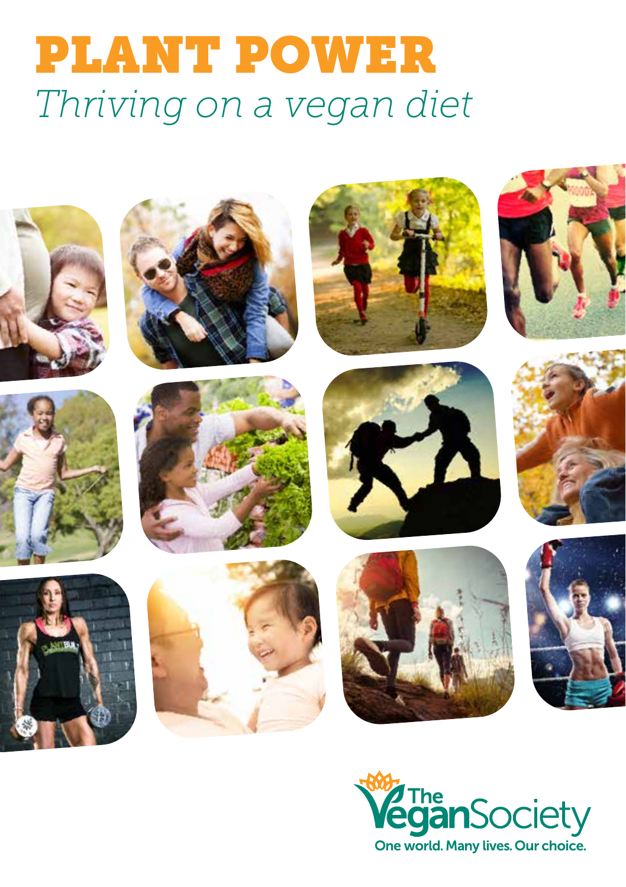# PLANT POWER

*Thriving on a vegan diet*

The Vegan Society

One world. Many lives. Our choice.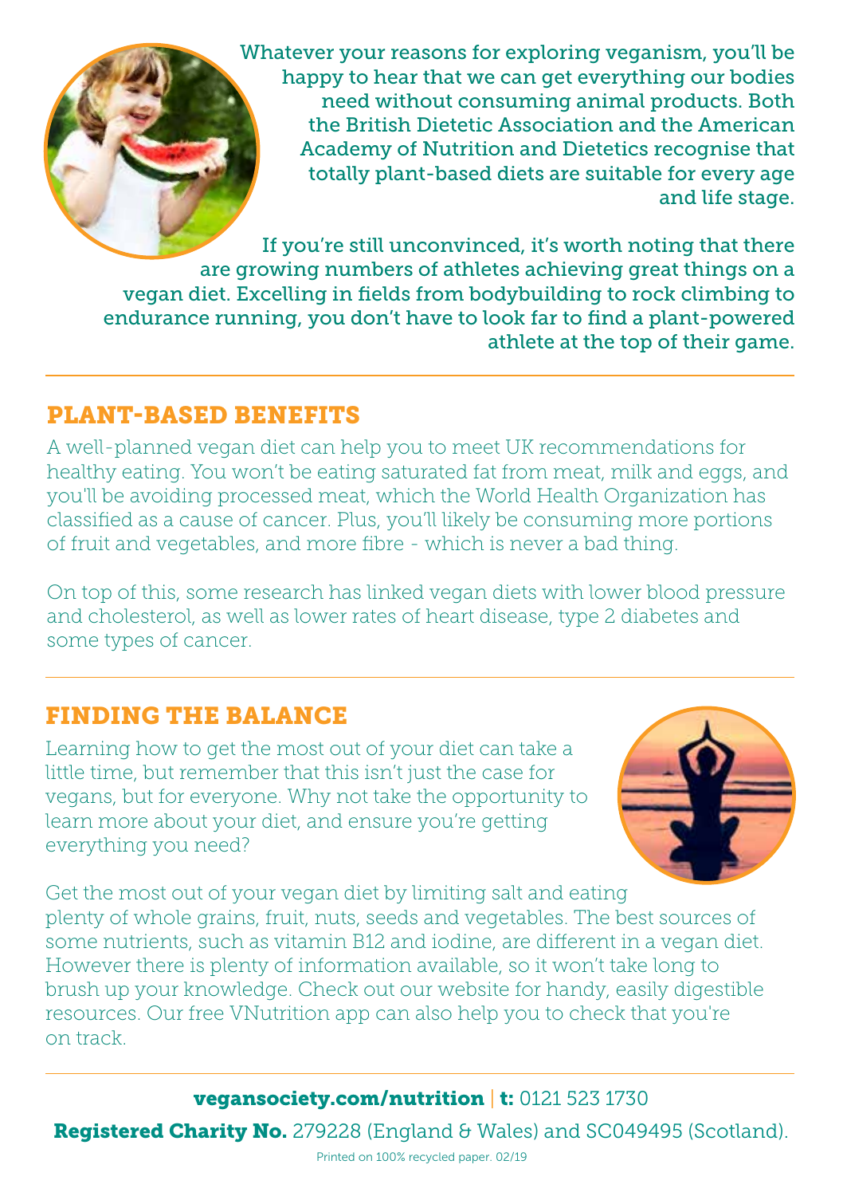Whatever your reasons for exploring veganism, you'll be happy to hear that we can get everything our bodies need without consuming animal products. Both the British Dietetic Association and the American Academy of Nutrition and Dietetics recognise that totally plant-based diets are suitable for every age and life stage.

If you're still unconvinced, it's worth noting that there are growing numbers of athletes achieving great things on a vegan diet. Excelling in fields from bodybuilding to rock climbing to endurance running, you don't have to look far to find a plant-powered athlete at the top of their game.

## PLANT-BASED BENEFITS

A well-planned vegan diet can help you to meet UK recommendations for healthy eating. You won't be eating saturated fat from meat, milk and eggs, and you'll be avoiding processed meat, which the World Health Organization has classified as a cause of cancer. Plus, you'll likely be consuming more portions of fruit and vegetables, and more fibre - which is never a bad thing.

On top of this, some research has linked vegan diets with lower blood pressure and cholesterol, as well as lower rates of heart disease, type 2 diabetes and some types of cancer.

## FINDING THE BALANCE

Learning how to get the most out of your diet can take a little time, but remember that this isn't just the case for vegans, but for everyone. Why not take the opportunity to learn more about your diet, and ensure you're getting everything you need?

Get the most out of your vegan diet by limiting salt and eating plenty of whole grains, fruit, nuts, seeds and vegetables. The best sources of some nutrients, such as vitamin B12 and iodine, are different in a vegan diet. However there is plenty of information available, so it won't take long to brush up your knowledge. Check out our website for handy, easily digestible resources. Our free VNutrition app can also help you to check that you're on track.

**vegansociety.com/nutrition** | **t:** 0121 523 1730

**Registered Charity No.** 279228 (England & Wales) and SC049495 (Scotland).

Printed on 100% recycled paper. 02/19